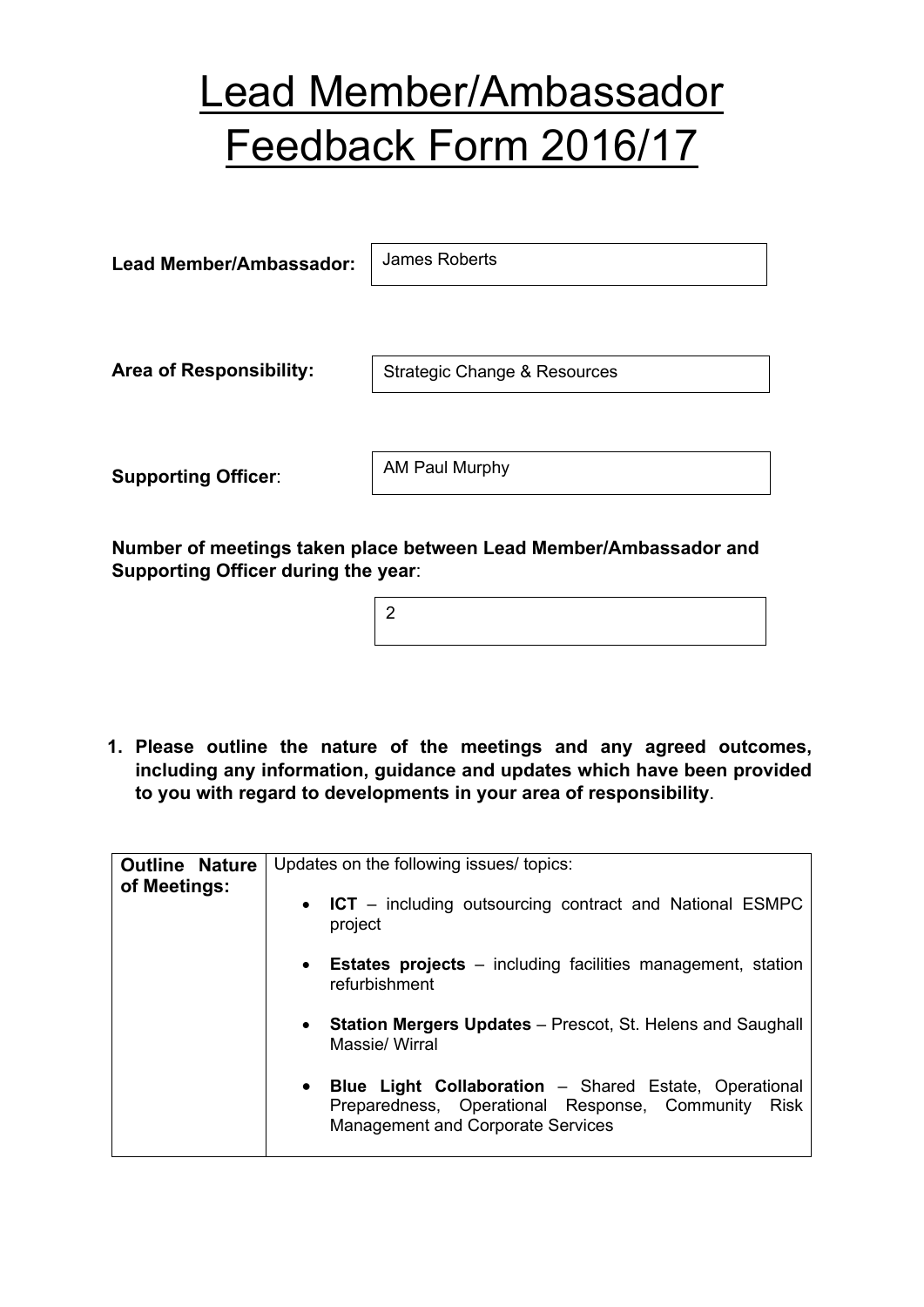# Lead Member/Ambassador Feedback Form 2016/17

**Lead Member/Ambassador:** James Roberts

**Area of Responsibility:** Strategic Change & Resources

**Supporting Officer**: AM Paul Murphy

**Number of meetings taken place between Lead Member/Ambassador and Supporting Officer during the year**:

2

1. **Please outline the nature of the meetings and any agreed outcomes, including any information, guidance and updates which have been provided to you with regard to developments in your area of responsibility**.

| **Outline Nature of Meetings:** | Updates on the following issues/ topics:<br>• **ICT** – including outsourcing contract and National ESMPC project<br>• **Estates projects** – including facilities management, station refurbishment<br>• **Station Mergers Updates** – Prescot, St. Helens and Saughall Massie/ Wirral<br>• **Blue Light Collaboration** – Shared Estate, Operational Preparedness, Operational Response, Community Risk Management and Corporate Services |
|---|---|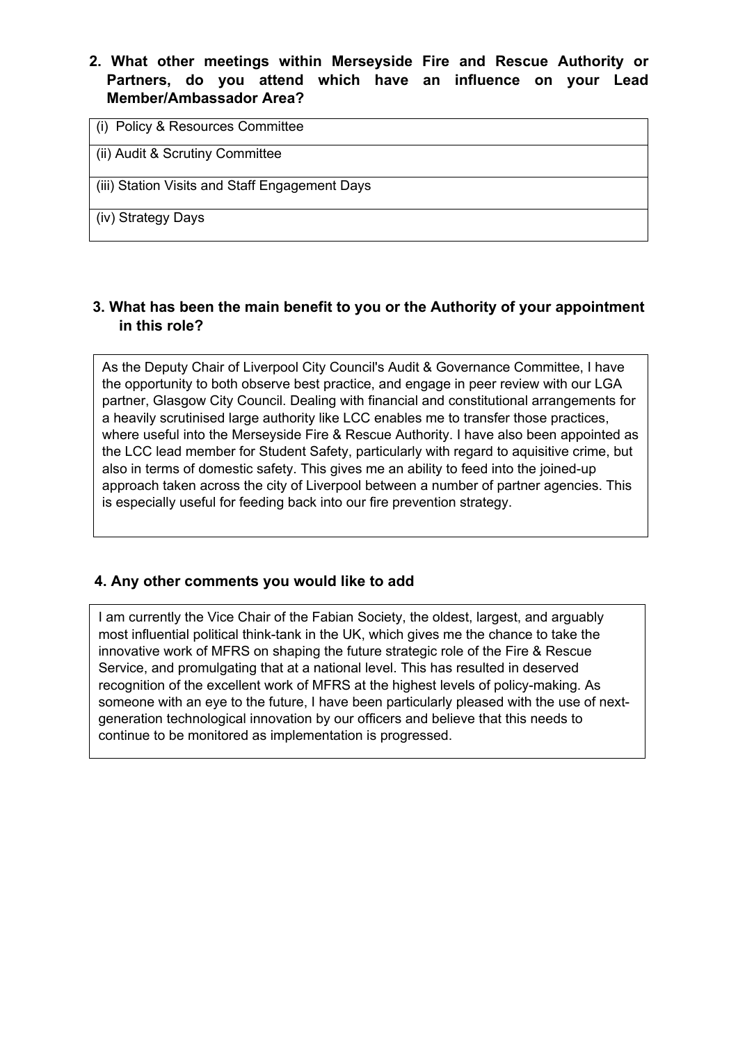**2. What other meetings within Merseyside Fire and Rescue Authority or Partners, do you attend which have an influence on your Lead Member/Ambassador Area?**

| |
|---|
| (i) Policy & Resources Committee |
| (ii) Audit & Scrutiny Committee |
| (iii) Station Visits and Staff Engagement Days |
| (iv) Strategy Days |

**3. What has been the main benefit to you or the Authority of your appointment in this role?**

As the Deputy Chair of Liverpool City Council's Audit & Governance Committee, I have the opportunity to both observe best practice, and engage in peer review with our LGA partner, Glasgow City Council. Dealing with financial and constitutional arrangements for a heavily scrutinised large authority like LCC enables me to transfer those practices, where useful into the Merseyside Fire & Rescue Authority. I have also been appointed as the LCC lead member for Student Safety, particularly with regard to aquisitive crime, but also in terms of domestic safety. This gives me an ability to feed into the joined-up approach taken across the city of Liverpool between a number of partner agencies. This is especially useful for feeding back into our fire prevention strategy.

**4. Any other comments you would like to add**

I am currently the Vice Chair of the Fabian Society, the oldest, largest, and arguably most influential political think-tank in the UK, which gives me the chance to take the innovative work of MFRS on shaping the future strategic role of the Fire & Rescue Service, and promulgating that at a national level. This has resulted in deserved recognition of the excellent work of MFRS at the highest levels of policy-making. As someone with an eye to the future, I have been particularly pleased with the use of next-generation technological innovation by our officers and believe that this needs to continue to be monitored as implementation is progressed.